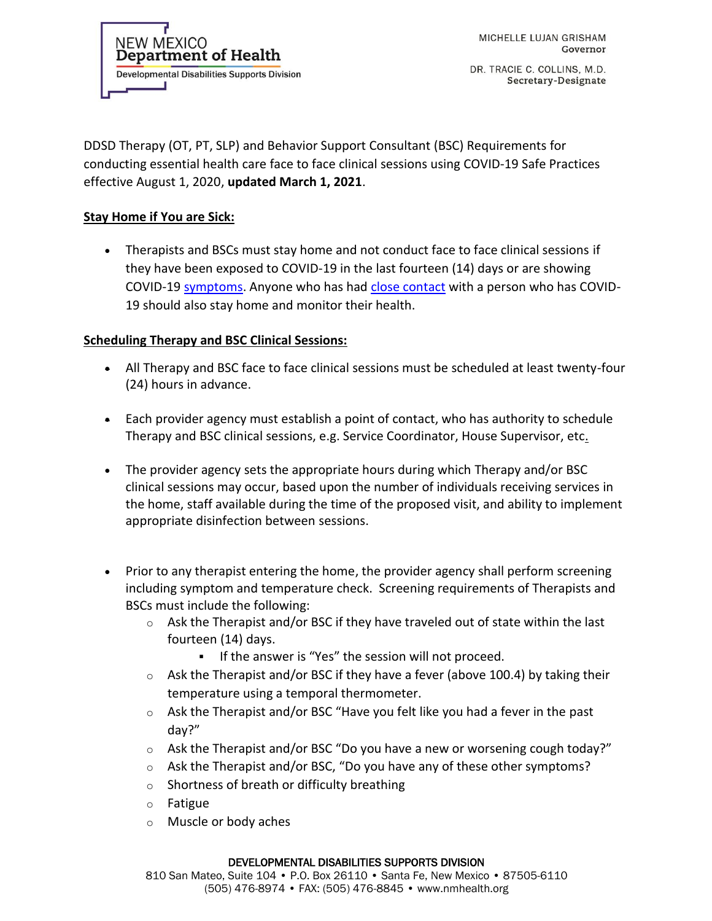NEW MEXICO
**Department of Health**
Developmental Disabilities Supports Division

MICHELLE LUJAN GRISHAM
Governor

DR. TRACIE C. COLLINS, M.D.
Secretary-Designate

DDSD Therapy (OT, PT, SLP) and Behavior Support Consultant (BSC) Requirements for conducting essential health care face to face clinical sessions using COVID-19 Safe Practices effective August 1, 2020, **updated March 1, 2021**.

**Stay Home if You are Sick:**

- Therapists and BSCs must stay home and not conduct face to face clinical sessions if they have been exposed to COVID-19 in the last fourteen (14) days or are showing COVID-19 symptoms. Anyone who has had close contact with a person who has COVID-19 should also stay home and monitor their health.

**Scheduling Therapy and BSC Clinical Sessions:**

- All Therapy and BSC face to face clinical sessions must be scheduled at least twenty-four (24) hours in advance.
- Each provider agency must establish a point of contact, who has authority to schedule Therapy and BSC clinical sessions, e.g. Service Coordinator, House Supervisor, etc.
- The provider agency sets the appropriate hours during which Therapy and/or BSC clinical sessions may occur, based upon the number of individuals receiving services in the home, staff available during the time of the proposed visit, and ability to implement appropriate disinfection between sessions.
- Prior to any therapist entering the home, the provider agency shall perform screening including symptom and temperature check. Screening requirements of Therapists and BSCs must include the following:
  - Ask the Therapist and/or BSC if they have traveled out of state within the last fourteen (14) days.
    - If the answer is "Yes" the session will not proceed.
  - Ask the Therapist and/or BSC if they have a fever (above 100.4) by taking their temperature using a temporal thermometer.
  - Ask the Therapist and/or BSC "Have you felt like you had a fever in the past day?"
  - Ask the Therapist and/or BSC "Do you have a new or worsening cough today?"
  - Ask the Therapist and/or BSC, "Do you have any of these other symptoms?
  - Shortness of breath or difficulty breathing
  - Fatigue
  - Muscle or body aches

DEVELOPMENTAL DISABILITIES SUPPORTS DIVISION
810 San Mateo, Suite 104 • P.O. Box 26110 • Santa Fe, New Mexico • 87505-6110
(505) 476-8974 • FAX: (505) 476-8845 • www.nmhealth.org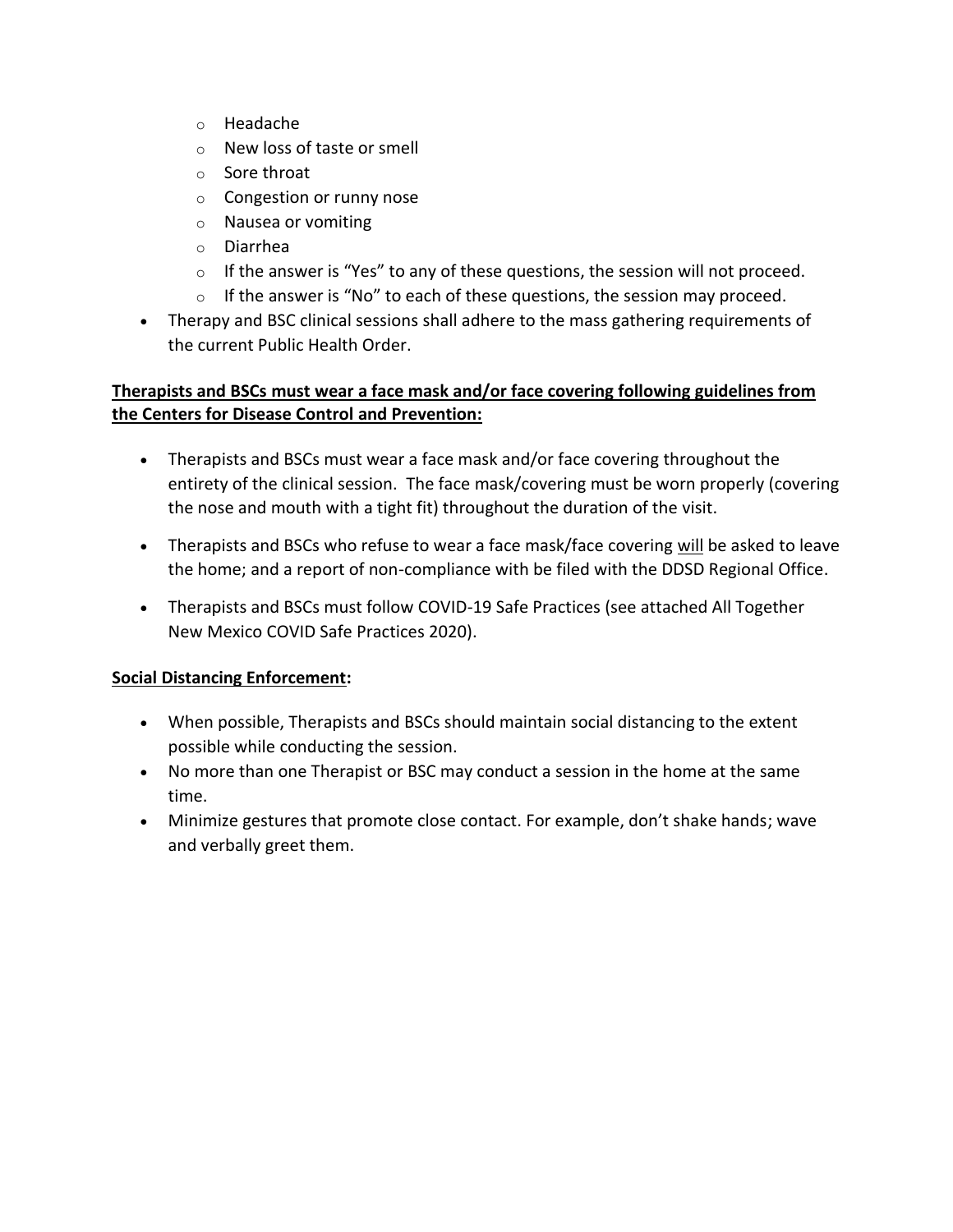- Headache
  - New loss of taste or smell
  - Sore throat
  - Congestion or runny nose
  - Nausea or vomiting
  - Diarrhea
  - If the answer is "Yes" to any of these questions, the session will not proceed.
  - If the answer is "No" to each of these questions, the session may proceed.
- Therapy and BSC clinical sessions shall adhere to the mass gathering requirements of the current Public Health Order.

**Therapists and BSCs must wear a face mask and/or face covering following guidelines from the Centers for Disease Control and Prevention:**

- Therapists and BSCs must wear a face mask and/or face covering throughout the entirety of the clinical session. The face mask/covering must be worn properly (covering the nose and mouth with a tight fit) throughout the duration of the visit.
- Therapists and BSCs who refuse to wear a face mask/face covering will be asked to leave the home; and a report of non-compliance with be filed with the DDSD Regional Office.
- Therapists and BSCs must follow COVID-19 Safe Practices (see attached All Together New Mexico COVID Safe Practices 2020).

**Social Distancing Enforcement:**

- When possible, Therapists and BSCs should maintain social distancing to the extent possible while conducting the session.
- No more than one Therapist or BSC may conduct a session in the home at the same time.
- Minimize gestures that promote close contact. For example, don't shake hands; wave and verbally greet them.